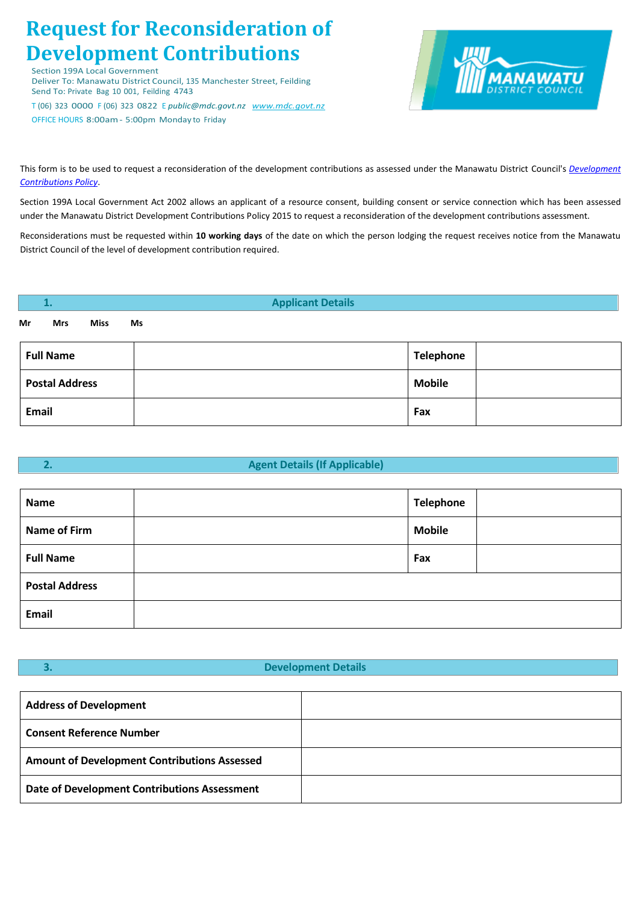# Request for Reconsideration of Development Contributions

Section 199A Local Government
Deliver To: Manawatu District Council, 135 Manchester Street, Feilding
Send To: Private Bag 10 001, Feilding 4743
T (06) 323 0000 F (06) 323 0822 E *public@mdc.govt.nz* *www.mdc.govt.nz*
OFFICE HOURS 8:00am - 5:00pm Monday to Friday

MANAWATU DISTRICT COUNCIL

This form is to be used to request a reconsideration of the development contributions as assessed under the Manawatu District Council's *Development Contributions Policy*.

Section 199A Local Government Act 2002 allows an applicant of a resource consent, building consent or service connection which has been assessed under the Manawatu District Development Contributions Policy 2015 to request a reconsideration of the development contributions assessment.

Reconsiderations must be requested within **10 working days** of the date on which the person lodging the request receives notice from the Manawatu District Council of the level of development contribution required.

## 1. Applicant Details

**Mr** **Mrs** **Miss** **Ms**

| **Full Name** | | **Telephone** | |
|---|---|---|---|
| **Postal Address** | | **Mobile** | |
| **Email** | | **Fax** | |

## 2. Agent Details (If Applicable)

| **Name** | | **Telephone** | |
|---|---|---|---|
| **Name of Firm** | | **Mobile** | |
| **Full Name** | | **Fax** | |
| **Postal Address** | | | |
| **Email** | | | |

## 3. Development Details

| **Address of Development** | |
|---|---|
| **Consent Reference Number** | |
| **Amount of Development Contributions Assessed** | |
| **Date of Development Contributions Assessment** | |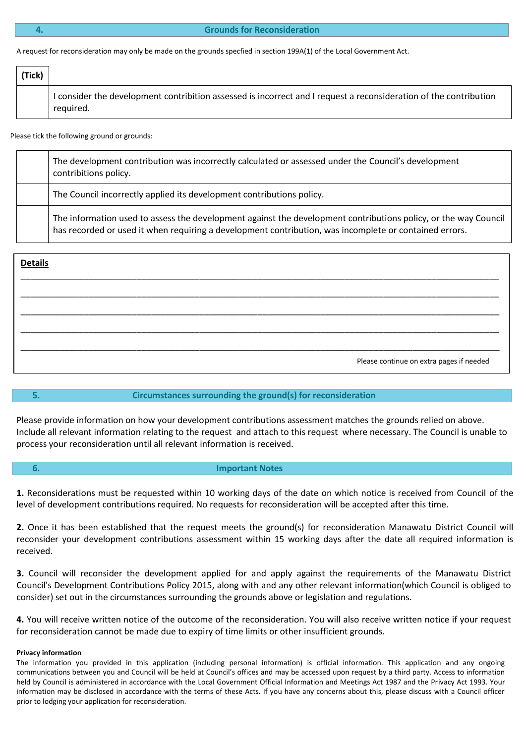## 4. Grounds for Reconsideration

A request for reconsideration may only be made on the grounds specfied in section 199A(1) of the Local Government Act.

| (Tick) | |
|---|---|
| | I consider the development contribition assessed is incorrect and I request a reconsideration of the contribution required. |

Please tick the following ground or grounds:

| | |
|---|---|
| | The development contribution was incorrectly calculated or assessed under the Council's development contributions policy. |
| | The Council incorrectly applied its development contributions policy. |
| | The information used to assess the development against the development contributions policy, or the way Council has recorded or used it when requiring a development contribution, was incomplete or contained errors. |

**Details**

________________________________________________________________________________

________________________________________________________________________________

________________________________________________________________________________

________________________________________________________________________________

________________________________________________________________________________

Please continue on extra pages if needed

## 5. Circumstances surrounding the ground(s) for reconsideration

Please provide information on how your development contributions assessment matches the grounds relied on above. Include all relevant information relating to the request and attach to this request where necessary. The Council is unable to process your reconsideration until all relevant information is received.

## 6. Important Notes

**1.** Reconsiderations must be requested within 10 working days of the date on which notice is received from Council of the level of development contributions required. No requests for reconsideration will be accepted after this time.

**2.** Once it has been established that the request meets the ground(s) for reconsideration Manawatu District Council will reconsider your development contributions assessment within 15 working days after the date all required information is received.

**3.** Council will reconsider the development applied for and apply against the requirements of the Manawatu District Council's Development Contributions Policy 2015, along with and any other relevant information(which Council is obliged to consider) set out in the circumstances surrounding the grounds above or legislation and regulations.

**4.** You will receive written notice of the outcome of the reconsideration. You will also receive written notice if your request for reconsideration cannot be made due to expiry of time limits or other insufficient grounds.

**Privacy information**

The information you provided in this application (including personal information) is official information. This application and any ongoing communications between you and Council will be held at Council's offices and may be accessed upon request by a third party. Access to information held by Council is administered in accordance with the Local Government Official Information and Meetings Act 1987 and the Privacy Act 1993. Your information may be disclosed in accordance with the terms of these Acts. If you have any concerns about this, please discuss with a Council officer prior to lodging your application for reconsideration.